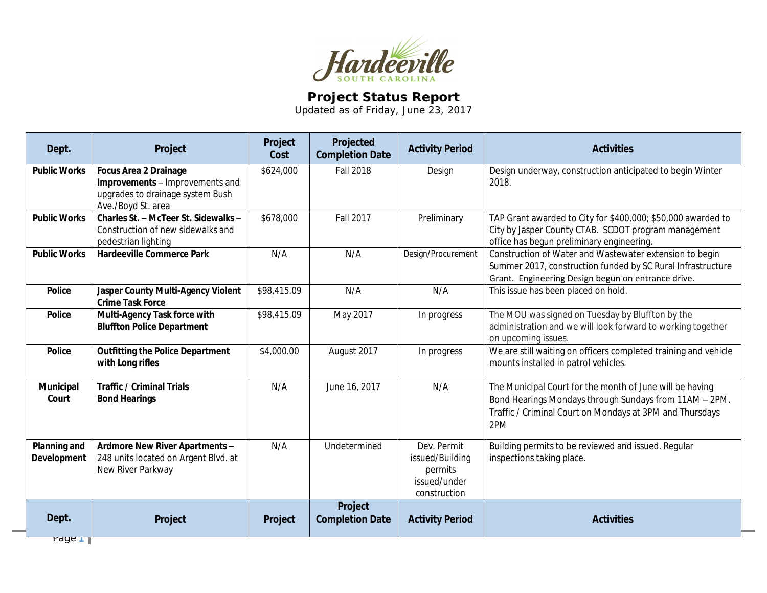Hardeeville
SOUTH CAROLINA

# Project Status Report

Updated as of Friday, June 23, 2017

| Dept. | Project | Project Cost | Projected Completion Date | Activity Period | Activities |
|---|---|---|---|---|---|
| **Public Works** | **Focus Area 2 Drainage Improvements** – Improvements and upgrades to drainage system Bush Ave./Boyd St. area | $624,000 | Fall 2018 | Design | Design underway, construction anticipated to begin Winter 2018. |
| **Public Works** | **Charles St. – McTeer St. Sidewalks** – Construction of new sidewalks and pedestrian lighting | $678,000 | Fall 2017 | Preliminary | TAP Grant awarded to City for $400,000; $50,000 awarded to City by Jasper County CTAB. SCDOT program management office has begun preliminary engineering. |
| **Public Works** | **Hardeeville Commerce Park** | N/A | N/A | Design/Procurement | Construction of Water and Wastewater extension to begin Summer 2017, construction funded by SC Rural Infrastructure Grant. Engineering Design begun on entrance drive. |
| **Police** | **Jasper County Multi-Agency Violent Crime Task Force** | $98,415.09 | N/A | N/A | This issue has been placed on hold. |
| **Police** | **Multi-Agency Task force with Bluffton Police Department** | $98,415.09 | May 2017 | In progress | The MOU was signed on Tuesday by Bluffton by the administration and we will look forward to working together on upcoming issues. |
| **Police** | **Outfitting the Police Department with Long rifles** | $4,000.00 | August 2017 | In progress | We are still waiting on officers completed training and vehicle mounts installed in patrol vehicles. |
| **Municipal Court** | **Traffic / Criminal Trials Bond Hearings** | N/A | June 16, 2017 | N/A | The Municipal Court for the month of June will be having Bond Hearings Mondays through Sundays from 11AM – 2PM. Traffic / Criminal Court on Mondays at 3PM and Thursdays 2PM |
| **Planning and Development** | **Ardmore New River Apartments** – 248 units located on Argent Blvd. at New River Parkway | N/A | Undetermined | Dev. Permit issued/Building permits issued/under construction | Building permits to be reviewed and issued. Regular inspections taking place. |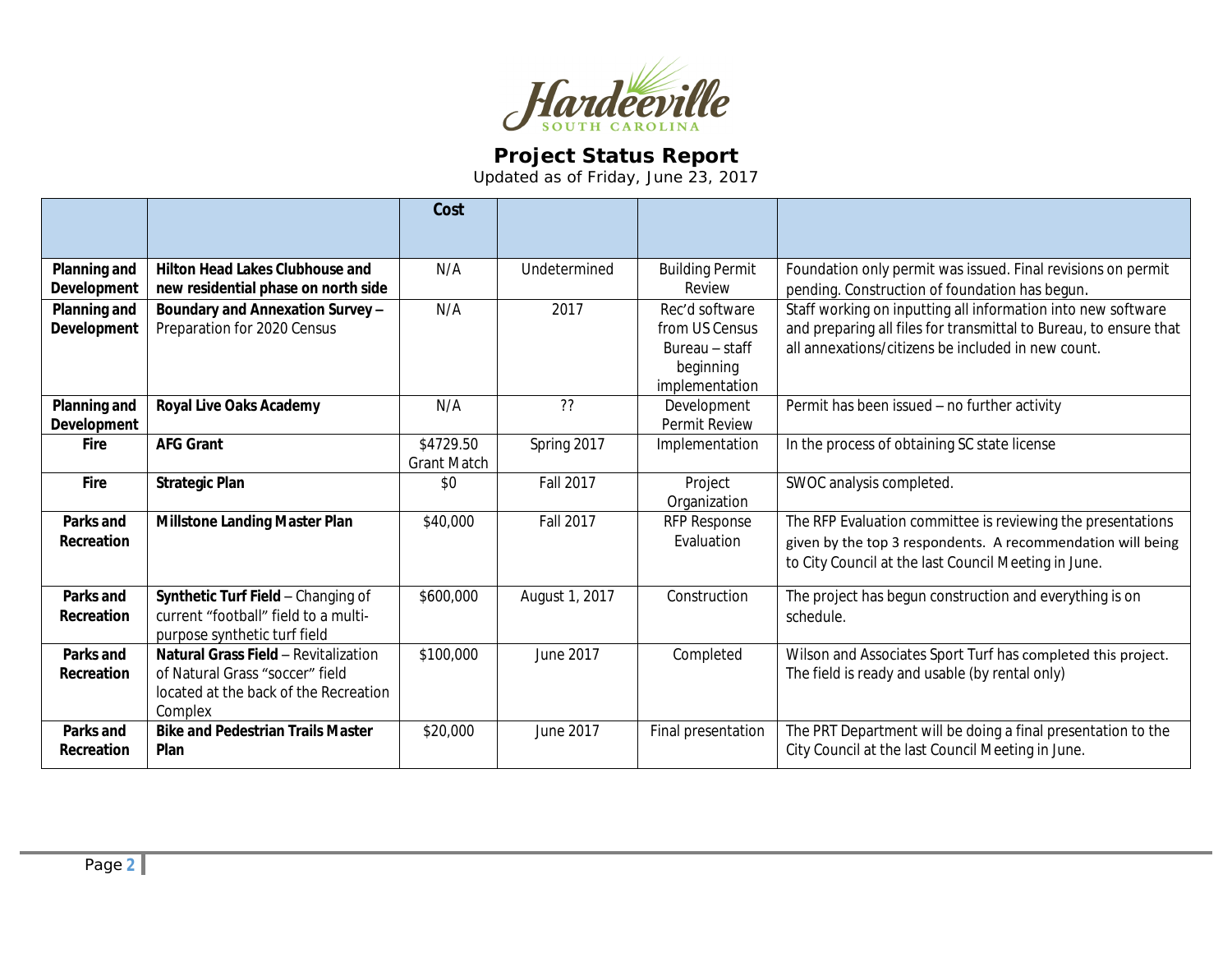Hardeeville
SOUTH CAROLINA

# Project Status Report

Updated as of Friday, June 23, 2017

| | | Cost | | | |
|---|---|---|---|---|---|
| **Planning and Development** | **Hilton Head Lakes Clubhouse and new residential phase on north side** | N/A | Undetermined | Building Permit Review | Foundation only permit was issued. Final revisions on permit pending. Construction of foundation has begun. |
| **Planning and Development** | **Boundary and Annexation Survey –** Preparation for 2020 Census | N/A | 2017 | Rec'd software from US Census Bureau – staff beginning implementation | Staff working on inputting all information into new software and preparing all files for transmittal to Bureau, to ensure that all annexations/citizens be included in new count. |
| **Planning and Development** | **Royal Live Oaks Academy** | N/A | ?? | Development Permit Review | Permit has been issued – no further activity |
| **Fire** | **AFG Grant** | $4729.50 Grant Match | Spring 2017 | Implementation | In the process of obtaining SC state license |
| **Fire** | **Strategic Plan** | $0 | Fall 2017 | Project Organization | SWOC analysis completed. |
| **Parks and Recreation** | **Millstone Landing Master Plan** | $40,000 | Fall 2017 | RFP Response Evaluation | The RFP Evaluation committee is reviewing the presentations given by the top 3 respondents. A recommendation will being to City Council at the last Council Meeting in June. |
| **Parks and Recreation** | **Synthetic Turf Field** – Changing of current "football" field to a multi-purpose synthetic turf field | $600,000 | August 1, 2017 | Construction | The project has begun construction and everything is on schedule. |
| **Parks and Recreation** | **Natural Grass Field** – Revitalization of Natural Grass "soccer" field located at the back of the Recreation Complex | $100,000 | June 2017 | Completed | Wilson and Associates Sport Turf has completed this project. The field is ready and usable (by rental only) |
| **Parks and Recreation** | **Bike and Pedestrian Trails Master Plan** | $20,000 | June 2017 | Final presentation | The PRT Department will be doing a final presentation to the City Council at the last Council Meeting in June. |